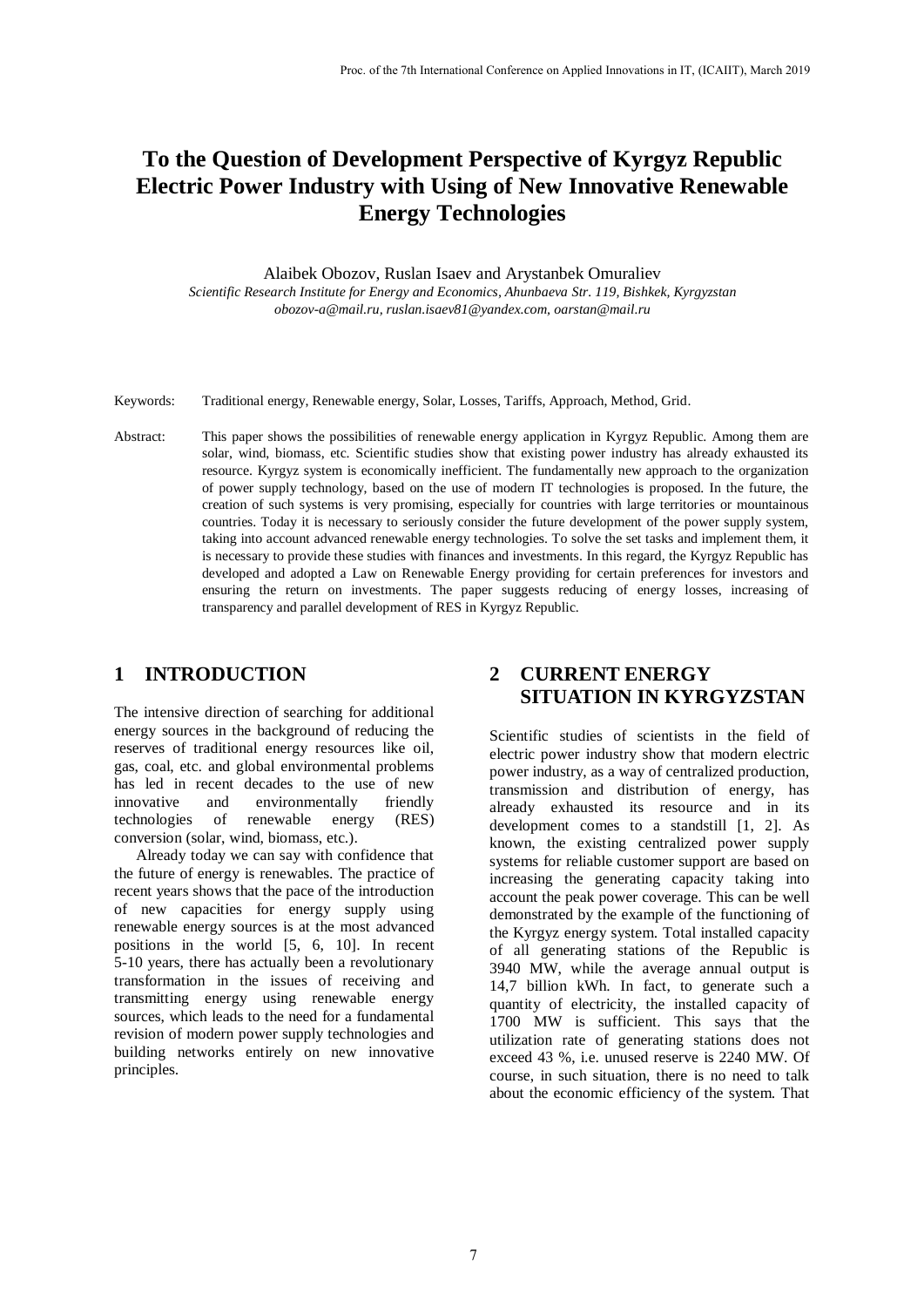# To the Question of Development Perspective of Kyrgyz Republic Electric Power Industry with Using of New Innovative Renewable Energy Technologies

Alaibek Obozov, Ruslan Isaev and Arystanbek Omuraliev

*Scientific Research Institute for Energy and Economics, Ahunbaeva Str. 119, Bishkek, Kyrgyzstan*
*obozov-a@mail.ru, ruslan.isaev81@yandex.com, oarstan@mail.ru*

Keywords: Traditional energy, Renewable energy, Solar, Losses, Tariffs, Approach, Method, Grid.

Abstract: This paper shows the possibilities of renewable energy application in Kyrgyz Republic. Among them are solar, wind, biomass, etc. Scientific studies show that existing power industry has already exhausted its resource. Kyrgyz system is economically inefficient. The fundamentally new approach to the organization of power supply technology, based on the use of modern IT technologies is proposed. In the future, the creation of such systems is very promising, especially for countries with large territories or mountainous countries. Today it is necessary to seriously consider the future development of the power supply system, taking into account advanced renewable energy technologies. To solve the set tasks and implement them, it is necessary to provide these studies with finances and investments. In this regard, the Kyrgyz Republic has developed and adopted a Law on Renewable Energy providing for certain preferences for investors and ensuring the return on investments. The paper suggests reducing of energy losses, increasing of transparency and parallel development of RES in Kyrgyz Republic.

## 1 INTRODUCTION

The intensive direction of searching for additional energy sources in the background of reducing the reserves of traditional energy resources like oil, gas, coal, etc. and global environmental problems has led in recent decades to the use of new innovative and environmentally friendly technologies of renewable energy (RES) conversion (solar, wind, biomass, etc.).

Already today we can say with confidence that the future of energy is renewables. The practice of recent years shows that the pace of the introduction of new capacities for energy supply using renewable energy sources is at the most advanced positions in the world [5, 6, 10]. In recent 5-10 years, there has actually been a revolutionary transformation in the issues of receiving and transmitting energy using renewable energy sources, which leads to the need for a fundamental revision of modern power supply technologies and building networks entirely on new innovative principles.

## 2 CURRENT ENERGY SITUATION IN KYRGYZSTAN

Scientific studies of scientists in the field of electric power industry show that modern electric power industry, as a way of centralized production, transmission and distribution of energy, has already exhausted its resource and in its development comes to a standstill [1, 2]. As known, the existing centralized power supply systems for reliable customer support are based on increasing the generating capacity taking into account the peak power coverage. This can be well demonstrated by the example of the functioning of the Kyrgyz energy system. Total installed capacity of all generating stations of the Republic is 3940 MW, while the average annual output is 14,7 billion kWh. In fact, to generate such a quantity of electricity, the installed capacity of 1700 MW is sufficient. This says that the utilization rate of generating stations does not exceed 43 %, i.e. unused reserve is 2240 MW. Of course, in such situation, there is no need to talk about the economic efficiency of the system. That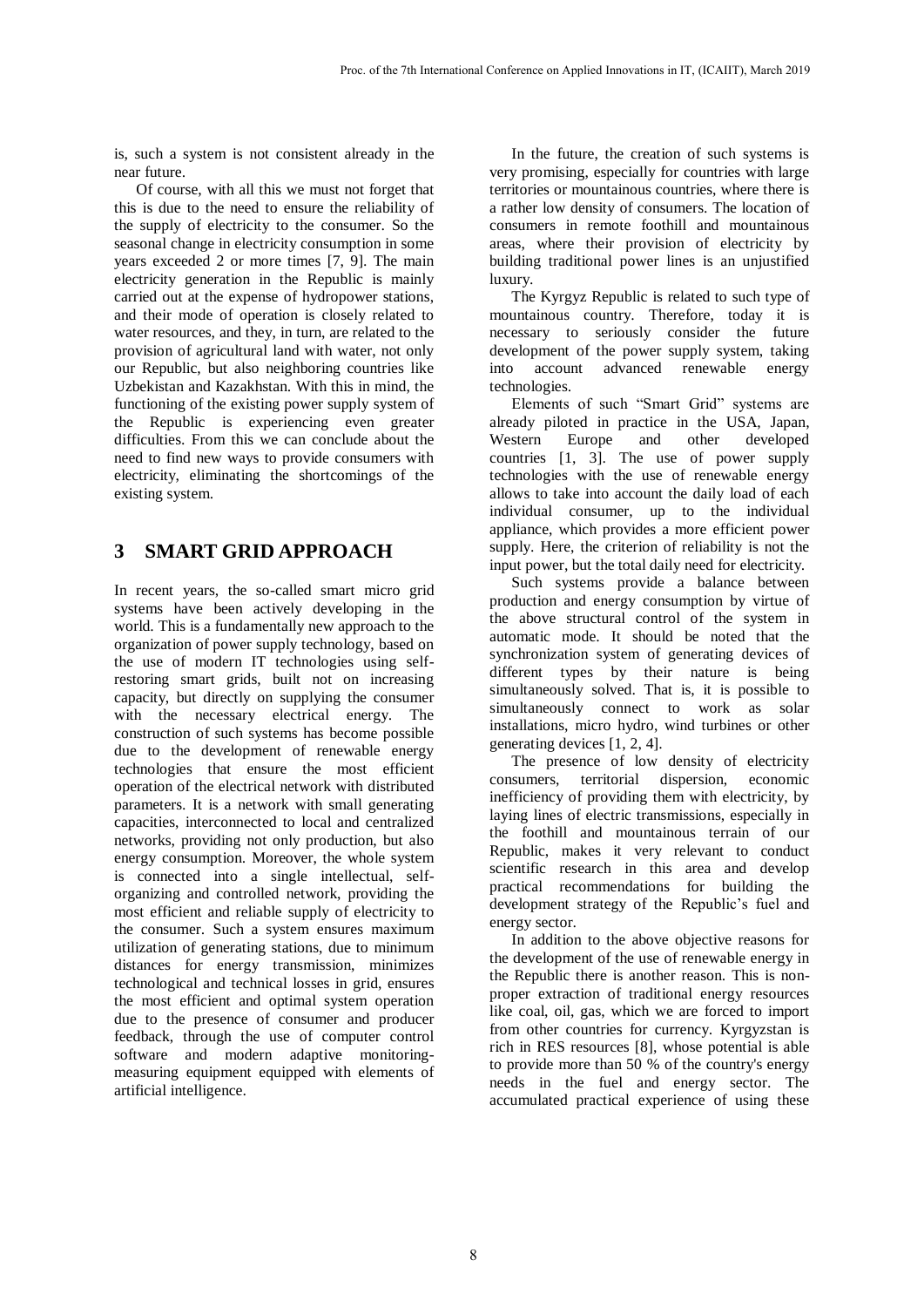is, such a system is not consistent already in the near future.

Of course, with all this we must not forget that this is due to the need to ensure the reliability of the supply of electricity to the consumer. So the seasonal change in electricity consumption in some years exceeded 2 or more times [7, 9]. The main electricity generation in the Republic is mainly carried out at the expense of hydropower stations, and their mode of operation is closely related to water resources, and they, in turn, are related to the provision of agricultural land with water, not only our Republic, but also neighboring countries like Uzbekistan and Kazakhstan. With this in mind, the functioning of the existing power supply system of the Republic is experiencing even greater difficulties. From this we can conclude about the need to find new ways to provide consumers with electricity, eliminating the shortcomings of the existing system.

## 3 SMART GRID APPROACH

In recent years, the so-called smart micro grid systems have been actively developing in the world. This is a fundamentally new approach to the organization of power supply technology, based on the use of modern IT technologies using self-restoring smart grids, built not on increasing capacity, but directly on supplying the consumer with the necessary electrical energy. The construction of such systems has become possible due to the development of renewable energy technologies that ensure the most efficient operation of the electrical network with distributed parameters. It is a network with small generating capacities, interconnected to local and centralized networks, providing not only production, but also energy consumption. Moreover, the whole system is connected into a single intellectual, self-organizing and controlled network, providing the most efficient and reliable supply of electricity to the consumer. Such a system ensures maximum utilization of generating stations, due to minimum distances for energy transmission, minimizes technological and technical losses in grid, ensures the most efficient and optimal system operation due to the presence of consumer and producer feedback, through the use of computer control software and modern adaptive monitoring-measuring equipment equipped with elements of artificial intelligence.

In the future, the creation of such systems is very promising, especially for countries with large territories or mountainous countries, where there is a rather low density of consumers. The location of consumers in remote foothill and mountainous areas, where their provision of electricity by building traditional power lines is an unjustified luxury.

The Kyrgyz Republic is related to such type of mountainous country. Therefore, today it is necessary to seriously consider the future development of the power supply system, taking into account advanced renewable energy technologies.

Elements of such "Smart Grid" systems are already piloted in practice in the USA, Japan, Western Europe and other developed countries [1, 3]. The use of power supply technologies with the use of renewable energy allows to take into account the daily load of each individual consumer, up to the individual appliance, which provides a more efficient power supply. Here, the criterion of reliability is not the input power, but the total daily need for electricity.

Such systems provide a balance between production and energy consumption by virtue of the above structural control of the system in automatic mode. It should be noted that the synchronization system of generating devices of different types by their nature is being simultaneously solved. That is, it is possible to simultaneously connect to work as solar installations, micro hydro, wind turbines or other generating devices [1, 2, 4].

The presence of low density of electricity consumers, territorial dispersion, economic inefficiency of providing them with electricity, by laying lines of electric transmissions, especially in the foothill and mountainous terrain of our Republic, makes it very relevant to conduct scientific research in this area and develop practical recommendations for building the development strategy of the Republic's fuel and energy sector.

In addition to the above objective reasons for the development of the use of renewable energy in the Republic there is another reason. This is non-proper extraction of traditional energy resources like coal, oil, gas, which we are forced to import from other countries for currency. Kyrgyzstan is rich in RES resources [8], whose potential is able to provide more than 50 % of the country's energy needs in the fuel and energy sector. The accumulated practical experience of using these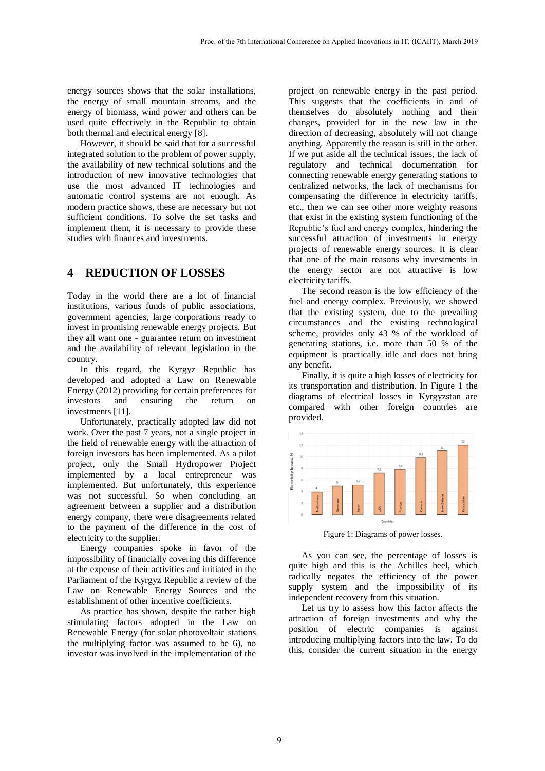energy sources shows that the solar installations, the energy of small mountain streams, and the energy of biomass, wind power and others can be used quite effectively in the Republic to obtain both thermal and electrical energy [8].

However, it should be said that for a successful integrated solution to the problem of power supply, the availability of new technical solutions and the introduction of new innovative technologies that use the most advanced IT technologies and automatic control systems are not enough. As modern practice shows, these are necessary but not sufficient conditions. To solve the set tasks and implement them, it is necessary to provide these studies with finances and investments.

## 4 REDUCTION OF LOSSES

Today in the world there are a lot of financial institutions, various funds of public associations, government agencies, large corporations ready to invest in promising renewable energy projects. But they all want one - guarantee return on investment and the availability of relevant legislation in the country.

In this regard, the Kyrgyz Republic has developed and adopted a Law on Renewable Energy (2012) providing for certain preferences for investors and ensuring the return on investments [11].

Unfortunately, practically adopted law did not work. Over the past 7 years, not a single project in the field of renewable energy with the attraction of foreign investors has been implemented. As a pilot project, only the Small Hydropower Project implemented by a local entrepreneur was implemented. But unfortunately, this experience was not successful. So when concluding an agreement between a supplier and a distribution energy company, there were disagreements related to the payment of the difference in the cost of electricity to the supplier.

Energy companies spoke in favor of the impossibility of financially covering this difference at the expense of their activities and initiated in the Parliament of the Kyrgyz Republic a review of the Law on Renewable Energy Sources and the establishment of other incentive coefficients.

As practice has shown, despite the rather high stimulating factors adopted in the Law on Renewable Energy (for solar photovoltaic stations the multiplying factor was assumed to be 6), no investor was involved in the implementation of the project on renewable energy in the past period. This suggests that the coefficients in and of themselves do absolutely nothing and their changes, provided for in the new law in the direction of decreasing, absolutely will not change anything. Apparently the reason is still in the other. If we put aside all the technical issues, the lack of regulatory and technical documentation for connecting renewable energy generating stations to centralized networks, the lack of mechanisms for compensating the difference in electricity tariffs, etc., then we can see other more weighty reasons that exist in the existing system functioning of the Republic's fuel and energy complex, hindering the successful attraction of investments in energy projects of renewable energy sources. It is clear that one of the main reasons why investments in the energy sector are not attractive is low electricity tariffs.

The second reason is the low efficiency of the fuel and energy complex. Previously, we showed that the existing system, due to the prevailing circumstances and the existing technological scheme, provides only 43 % of the workload of generating stations, i.e. more than 50 % of the equipment is practically idle and does not bring any benefit.

Finally, it is quite a high losses of electricity for its transportation and distribution. In Figure 1 the diagrams of electrical losses in Kyrgyzstan are compared with other foreign countries are provided.

Figure 1: Diagrams of power losses.

As you can see, the percentage of losses is quite high and this is the Achilles heel, which radically negates the efficiency of the power supply system and the impossibility of its independent recovery from this situation.

Let us try to assess how this factor affects the attraction of foreign investments and why the position of electric companies is against introducing multiplying factors into the law. To do this, consider the current situation in the energy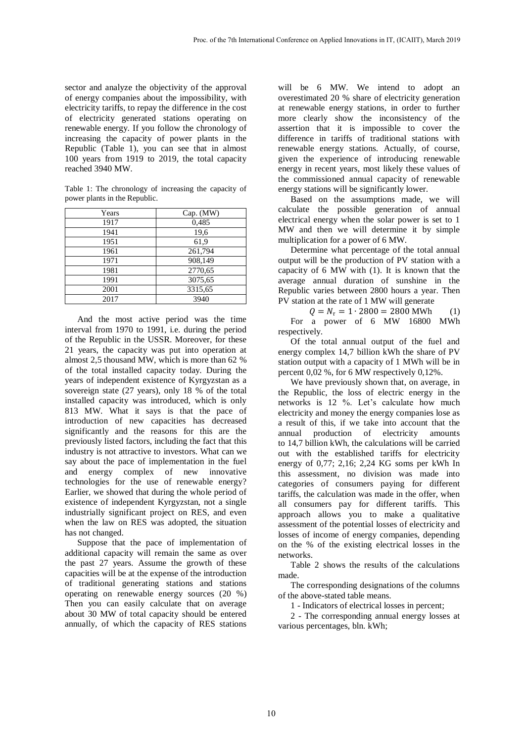sector and analyze the objectivity of the approval of energy companies about the impossibility, with electricity tariffs, to repay the difference in the cost of electricity generated stations operating on renewable energy. If you follow the chronology of increasing the capacity of power plants in the Republic (Table 1), you can see that in almost 100 years from 1919 to 2019, the total capacity reached 3940 MW.

Table 1: The chronology of increasing the capacity of power plants in the Republic.

| Years | Cap. (MW) |
|---|---|
| 1917 | 0,485 |
| 1941 | 19,6 |
| 1951 | 61,9 |
| 1961 | 261,794 |
| 1971 | 908,149 |
| 1981 | 2770,65 |
| 1991 | 3075,65 |
| 2001 | 3315,65 |
| 2017 | 3940 |

And the most active period was the time interval from 1970 to 1991, i.e. during the period of the Republic in the USSR. Moreover, for these 21 years, the capacity was put into operation at almost 2,5 thousand MW, which is more than 62 % of the total installed capacity today. During the years of independent existence of Kyrgyzstan as a sovereign state (27 years), only 18 % of the total installed capacity was introduced, which is only 813 MW. What it says is that the pace of introduction of new capacities has decreased significantly and the reasons for this are the previously listed factors, including the fact that this industry is not attractive to investors. What can we say about the pace of implementation in the fuel and energy complex of new innovative technologies for the use of renewable energy? Earlier, we showed that during the whole period of existence of independent Kyrgyzstan, not a single industrially significant project on RES, and even when the law on RES was adopted, the situation has not changed.

Suppose that the pace of implementation of additional capacity will remain the same as over the past 27 years. Assume the growth of these capacities will be at the expense of the introduction of traditional generating stations and stations operating on renewable energy sources (20 %) Then you can easily calculate that on average about 30 MW of total capacity should be entered annually, of which the capacity of RES stations will be 6 MW. We intend to adopt an overestimated 20 % share of electricity generation at renewable energy stations, in order to further more clearly show the inconsistency of the assertion that it is impossible to cover the difference in tariffs of traditional stations with renewable energy stations. Actually, of course, given the experience of introducing renewable energy in recent years, most likely these values of the commissioned annual capacity of renewable energy stations will be significantly lower.

Based on the assumptions made, we will calculate the possible generation of annual electrical energy when the solar power is set to 1 MW and then we will determine it by simple multiplication for a power of 6 MW.

Determine what percentage of the total annual output will be the production of PV station with a capacity of 6 MW with (1). It is known that the average annual duration of sunshine in the Republic varies between 2800 hours a year. Then PV station at the rate of 1 MW will generate

$$Q = N_{\tau} = 1 \cdot 2800 = 2800 \text{ MWh} \qquad (1)$$

For a power of 6 MW 16800 MWh respectively.

Of the total annual output of the fuel and energy complex 14,7 billion kWh the share of PV station output with a capacity of 1 MWh will be in percent 0,02 %, for 6 MW respectively 0,12%.

We have previously shown that, on average, in the Republic, the loss of electric energy in the networks is 12 %. Let's calculate how much electricity and money the energy companies lose as a result of this, if we take into account that the annual production of electricity amounts to 14,7 billion kWh, the calculations will be carried out with the established tariffs for electricity energy of 0,77; 2,16; 2,24 KG soms per kWh In this assessment, no division was made into categories of consumers paying for different tariffs, the calculation was made in the offer, when all consumers pay for different tariffs. This approach allows you to make a qualitative assessment of the potential losses of electricity and losses of income of energy companies, depending on the % of the existing electrical losses in the networks.

Table 2 shows the results of the calculations made.

The corresponding designations of the columns of the above-stated table means.

1 - Indicators of electrical losses in percent;

2 - The corresponding annual energy losses at various percentages, bln. kWh;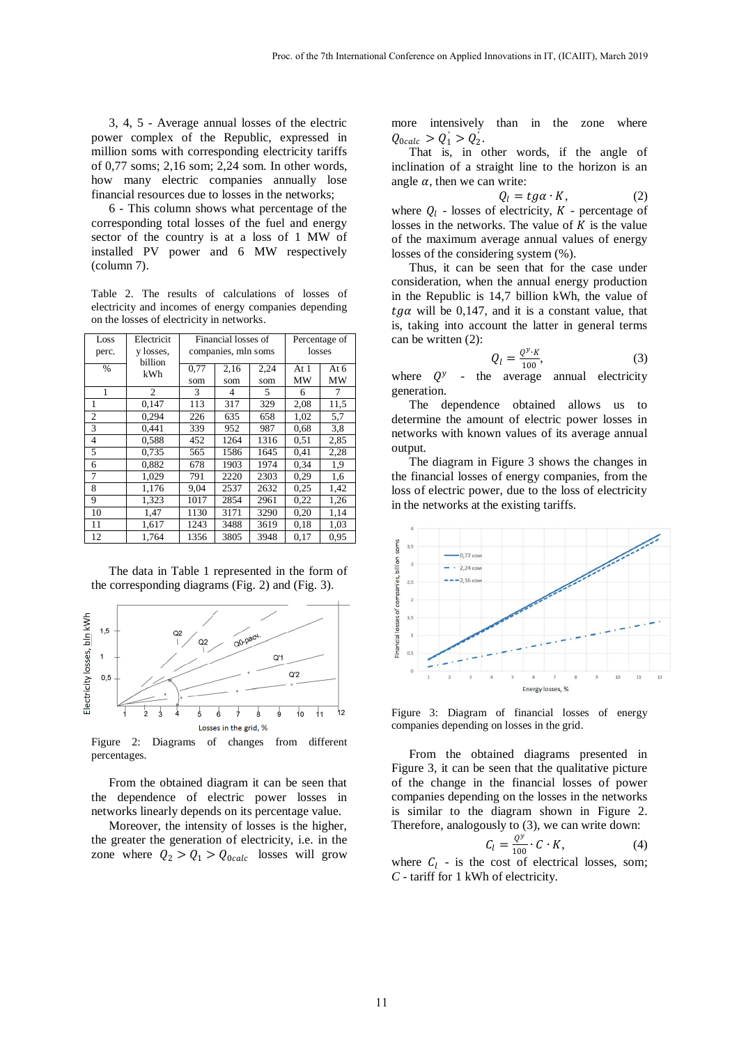3, 4, 5 - Average annual losses of the electric power complex of the Republic, expressed in million soms with corresponding electricity tariffs of 0,77 soms; 2,16 som; 2,24 som. In other words, how many electric companies annually lose financial resources due to losses in the networks;

6 - This column shows what percentage of the corresponding total losses of the fuel and energy sector of the country is at a loss of 1 MW of installed PV power and 6 MW respectively (column 7).

Table 2. The results of calculations of losses of electricity and incomes of energy companies depending on the losses of electricity in networks.

| Loss perc. | Electricity losses, billion kWh | Financial losses of companies, mln soms | | | Percentage of losses | |
|---|---|---|---|---|---|---|
| % | | 0,77 som | 2,16 som | 2,24 som | At 1 MW | At 6 MW |
| 1 | 2 | 3 | 4 | 5 | 6 | 7 |
| 1 | 0,147 | 113 | 317 | 329 | 2,08 | 11,5 |
| 2 | 0,294 | 226 | 635 | 658 | 1,02 | 5,7 |
| 3 | 0,441 | 339 | 952 | 987 | 0,68 | 3,8 |
| 4 | 0,588 | 452 | 1264 | 1316 | 0,51 | 2,85 |
| 5 | 0,735 | 565 | 1586 | 1645 | 0,41 | 2,28 |
| 6 | 0,882 | 678 | 1903 | 1974 | 0,34 | 1,9 |
| 7 | 1,029 | 791 | 2220 | 2303 | 0,29 | 1,6 |
| 8 | 1,176 | 9,04 | 2537 | 2632 | 0,25 | 1,42 |
| 9 | 1,323 | 1017 | 2854 | 2961 | 0,22 | 1,26 |
| 10 | 1,47 | 1130 | 3171 | 3290 | 0,20 | 1,14 |
| 11 | 1,617 | 1243 | 3488 | 3619 | 0,18 | 1,03 |
| 12 | 1,764 | 1356 | 3805 | 3948 | 0,17 | 0,95 |

The data in Table 1 represented in the form of the corresponding diagrams (Fig. 2) and (Fig. 3).

Figure 2: Diagrams of changes from different percentages.

From the obtained diagram it can be seen that the dependence of electric power losses in networks linearly depends on its percentage value.

Moreover, the intensity of losses is the higher, the greater the generation of electricity, i.e. in the zone where $Q_2 > Q_1 > Q_{0calc}$ losses will grow more intensively than in the zone where $Q_{0calc} > Q_1^{'} > Q_2^{'}$.

That is, in other words, if the angle of inclination of a straight line to the horizon is an angle $\alpha$, then we can write:

$$Q_l = tg\alpha \cdot K, \tag{2}$$

where $Q_l$ - losses of electricity, $K$ - percentage of losses in the networks. The value of $K$ is the value of the maximum average annual values of energy losses of the considering system (%).

Thus, it can be seen that for the case under consideration, when the annual energy production in the Republic is 14,7 billion kWh, the value of $tg\alpha$ will be 0,147, and it is a constant value, that is, taking into account the latter in general terms can be written (2):

$$Q_l = \frac{Q^y \cdot K}{100}, \tag{3}$$

where $Q^y$ - the average annual electricity generation.

The dependence obtained allows us to determine the amount of electric power losses in networks with known values of its average annual output.

The diagram in Figure 3 shows the changes in the financial losses of energy companies, from the loss of electric power, due to the loss of electricity in the networks at the existing tariffs.

Figure 3: Diagram of financial losses of energy companies depending on losses in the grid.

From the obtained diagrams presented in Figure 3, it can be seen that the qualitative picture of the change in the financial losses of power companies depending on the losses in the networks is similar to the diagram shown in Figure 2. Therefore, analogously to (3), we can write down:

$$C_l = \frac{Q^y}{100} \cdot C \cdot K, \tag{4}$$

where $C_l$ - is the cost of electrical losses, som; $C$ - tariff for 1 kWh of electricity.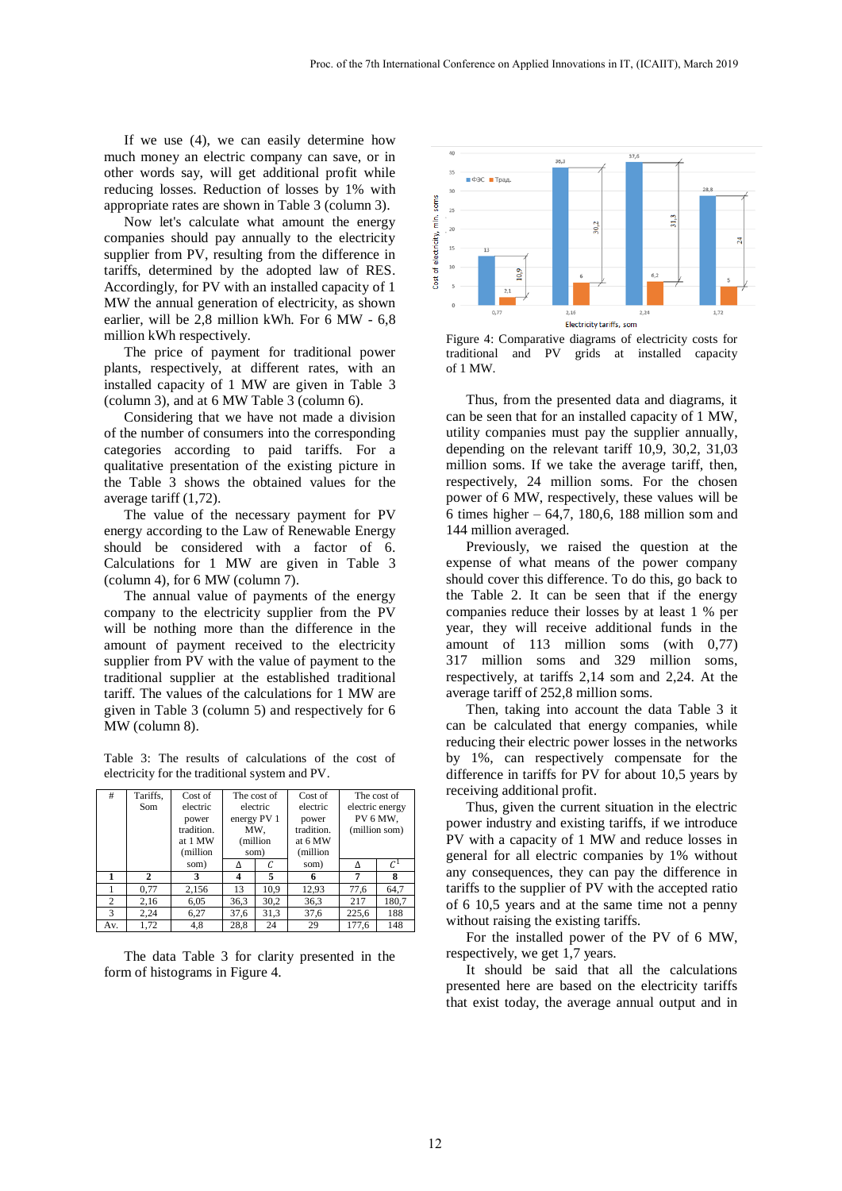If we use (4), we can easily determine how much money an electric company can save, or in other words say, will get additional profit while reducing losses. Reduction of losses by 1% with appropriate rates are shown in Table 3 (column 3).

Now let's calculate what amount the energy companies should pay annually to the electricity supplier from PV, resulting from the difference in tariffs, determined by the adopted law of RES. Accordingly, for PV with an installed capacity of 1 MW the annual generation of electricity, as shown earlier, will be 2,8 million kWh. For 6 MW - 6,8 million kWh respectively.

The price of payment for traditional power plants, respectively, at different rates, with an installed capacity of 1 MW are given in Table 3 (column 3), and at 6 MW Table 3 (column 6).

Considering that we have not made a division of the number of consumers into the corresponding categories according to paid tariffs. For a qualitative presentation of the existing picture in the Table 3 shows the obtained values for the average tariff (1,72).

The value of the necessary payment for PV energy according to the Law of Renewable Energy should be considered with a factor of 6. Calculations for 1 MW are given in Table 3 (column 4), for 6 MW (column 7).

The annual value of payments of the energy company to the electricity supplier from the PV will be nothing more than the difference in the amount of payment received to the electricity supplier from PV with the value of payment to the traditional supplier at the established traditional tariff. The values of the calculations for 1 MW are given in Table 3 (column 5) and respectively for 6 MW (column 8).

Table 3: The results of calculations of the cost of electricity for the traditional system and PV.

| # | Tariffs, Som | Cost of electric power tradition. at 1 MW (million som) | The cost of electric energy PV 1 MW, (million som) | | Cost of electric power tradition. at 6 MW (million som) | The cost of electric energy PV 6 MW, (million som) | |
|---|---|---|---|---|---|---|---|
| | | | Δ | $C$ | | Δ | $C^1$ |
| **1** | **2** | **3** | **4** | **5** | **6** | **7** | **8** |
| 1 | 0,77 | 2,156 | 13 | 10,9 | 12,93 | 77,6 | 64,7 |
| 2 | 2,16 | 6,05 | 36,3 | 30,2 | 36,3 | 217 | 180,7 |
| 3 | 2,24 | 6,27 | 37,6 | 31,3 | 37,6 | 225,6 | 188 |
| Av. | 1,72 | 4,8 | 28,8 | 24 | 29 | 177,6 | 148 |

The data Table 3 for clarity presented in the form of histograms in Figure 4.

Figure 4: Comparative diagrams of electricity costs for traditional and PV grids at installed capacity of 1 MW.

Thus, from the presented data and diagrams, it can be seen that for an installed capacity of 1 MW, utility companies must pay the supplier annually, depending on the relevant tariff 10,9, 30,2, 31,03 million soms. If we take the average tariff, then, respectively, 24 million soms. For the chosen power of 6 MW, respectively, these values will be 6 times higher – 64,7, 180,6, 188 million som and 144 million averaged.

Previously, we raised the question at the expense of what means of the power company should cover this difference. To do this, go back to the Table 2. It can be seen that if the energy companies reduce their losses by at least 1 % per year, they will receive additional funds in the amount of 113 million soms (with 0,77) 317 million soms and 329 million soms, respectively, at tariffs 2,14 som and 2,24. At the average tariff of 252,8 million soms.

Then, taking into account the data Table 3 it can be calculated that energy companies, while reducing their electric power losses in the networks by 1%, can respectively compensate for the difference in tariffs for PV for about 10,5 years by receiving additional profit.

Thus, given the current situation in the electric power industry and existing tariffs, if we introduce PV with a capacity of 1 MW and reduce losses in general for all electric companies by 1% without any consequences, they can pay the difference in tariffs to the supplier of PV with the accepted ratio of 6 10,5 years and at the same time not a penny without raising the existing tariffs.

For the installed power of the PV of 6 MW, respectively, we get 1,7 years.

It should be said that all the calculations presented here are based on the electricity tariffs that exist today, the average annual output and in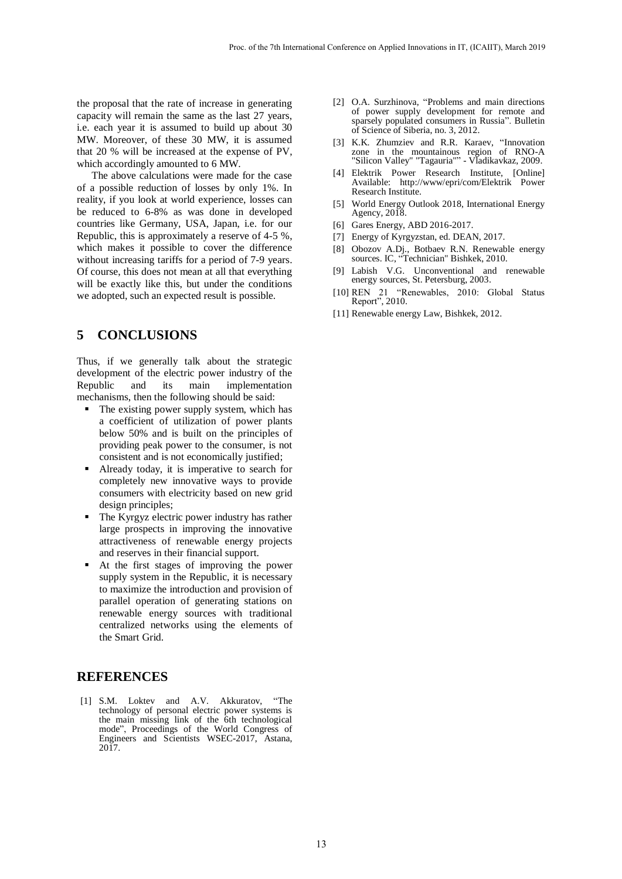the proposal that the rate of increase in generating capacity will remain the same as the last 27 years, i.e. each year it is assumed to build up about 30 MW. Moreover, of these 30 MW, it is assumed that 20 % will be increased at the expense of PV, which accordingly amounted to 6 MW.

The above calculations were made for the case of a possible reduction of losses by only 1%. In reality, if you look at world experience, losses can be reduced to 6-8% as was done in developed countries like Germany, USA, Japan, i.e. for our Republic, this is approximately a reserve of 4-5 %, which makes it possible to cover the difference without increasing tariffs for a period of 7-9 years. Of course, this does not mean at all that everything will be exactly like this, but under the conditions we adopted, such an expected result is possible.

## 5 CONCLUSIONS

Thus, if we generally talk about the strategic development of the electric power industry of the Republic and its main implementation mechanisms, then the following should be said:

- The existing power supply system, which has a coefficient of utilization of power plants below 50% and is built on the principles of providing peak power to the consumer, is not consistent and is not economically justified;
- Already today, it is imperative to search for completely new innovative ways to provide consumers with electricity based on new grid design principles;
- The Kyrgyz electric power industry has rather large prospects in improving the innovative attractiveness of renewable energy projects and reserves in their financial support.
- At the first stages of improving the power supply system in the Republic, it is necessary to maximize the introduction and provision of parallel operation of generating stations on renewable energy sources with traditional centralized networks using the elements of the Smart Grid.

## REFERENCES

[1] S.M. Loktev and A.V. Akkuratov, "The technology of personal electric power systems is the main missing link of the 6th technological mode", Proceedings of the World Congress of Engineers and Scientists WSEC-2017, Astana, 2017.

[2] O.A. Surzhinova, "Problems and main directions of power supply development for remote and sparsely populated consumers in Russia". Bulletin of Science of Siberia, no. 3, 2012.

[3] K.K. Zhumziev and R.R. Karaev, "Innovation zone in the mountainous region of RNO-A "Silicon Valley" "Tagauria"" - Vladikavkaz, 2009.

[4] Elektrik Power Research Institute, [Online] Available: http://www/epri/com/Elektrik Power Research Institute.

[5] World Energy Outlook 2018, International Energy Agency, 2018.

[6] Gares Energy, ABD 2016-2017.

[7] Energy of Kyrgyzstan, ed. DEAN, 2017.

[8] Obozov A.Dj., Botbaev R.N. Renewable energy sources. IC, "Technician" Bishkek, 2010.

[9] Labish V.G. Unconventional and renewable energy sources, St. Petersburg, 2003.

[10] REN 21 "Renewables, 2010: Global Status Report", 2010.

[11] Renewable energy Law, Bishkek, 2012.